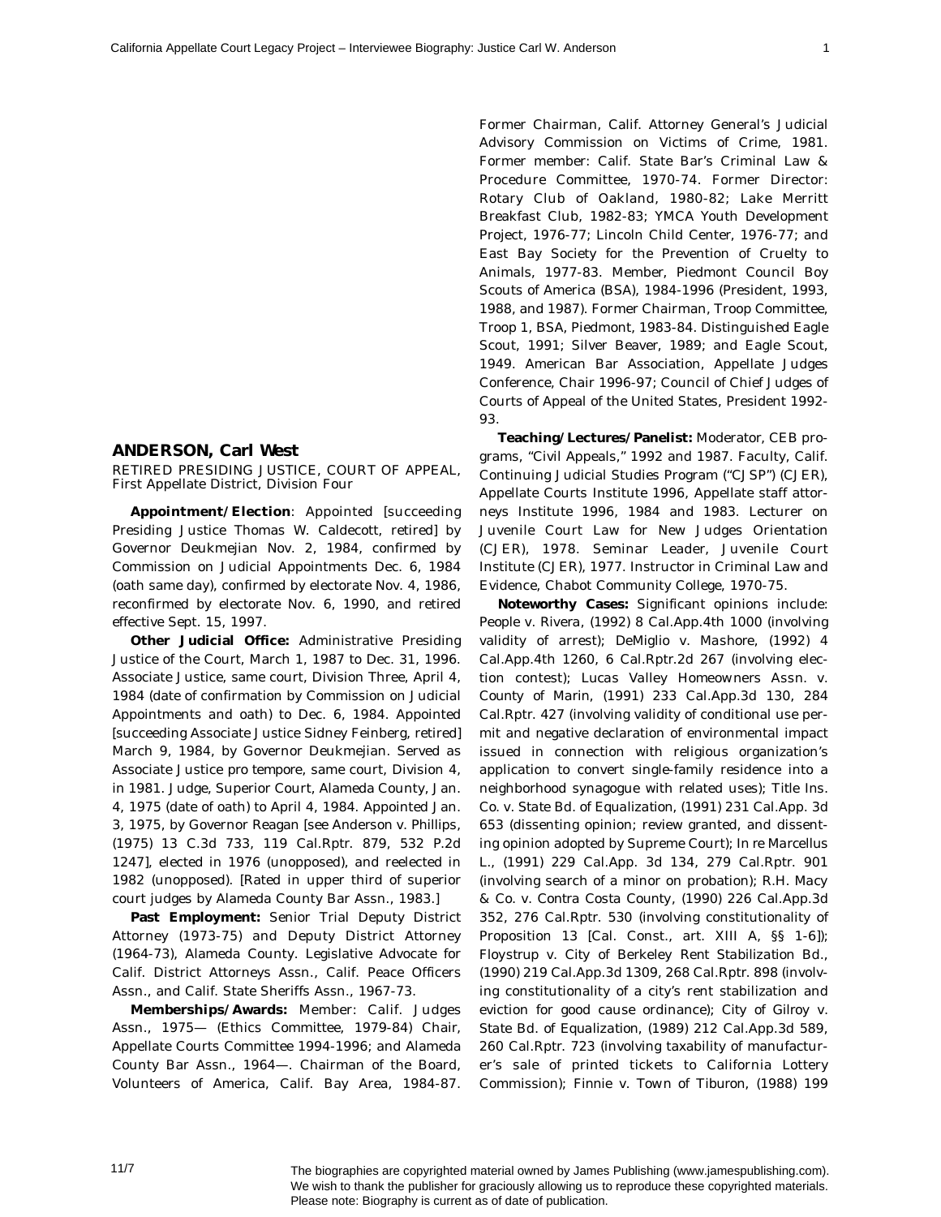## ANDERSON, Carl West

RETIRED PRESIDING JUSTICE, COURT OF APPEAL, First Appellate District, Division Four

**Appointment/Election**: Appointed [succeeding Presiding Justice Thomas W. Caldecott, retired] by Governor Deukmejian Nov. 2, 1984, confirmed by Commission on Judicial Appointments Dec. 6, 1984 (oath same day), confirmed by electorate Nov. 4, 1986, reconfirmed by electorate Nov. 6, 1990, and retired effective Sept. 15, 1997.

**Other Judicial Office:** Administrative Presiding Justice of the Court, March 1, 1987 to Dec. 31, 1996. Associate Justice, same court, Division Three, April 4, 1984 (date of confirmation by Commission on Judicial Appointments and oath) to Dec. 6, 1984. Appointed [succeeding Associate Justice Sidney Feinberg, retired] March 9, 1984, by Governor Deukmejian. Served as Associate Justice pro tempore, same court, Division 4, in 1981. Judge, Superior Court, Alameda County, Jan. 4, 1975 (date of oath) to April 4, 1984. Appointed Jan. 3, 1975, by Governor Reagan [see Anderson v. Phillips, (1975) 13 C.3d 733, 119 Cal.Rptr. 879, 532 P.2d 1247], elected in 1976 (unopposed), and reelected in 1982 (unopposed). [Rated in upper third of superior court judges by Alameda County Bar Assn., 1983.]

**Past Employment:** Senior Trial Deputy District Attorney (1973-75) and Deputy District Attorney (1964-73), Alameda County. Legislative Advocate for Calif. District Attorneys Assn., Calif. Peace Officers Assn., and Calif. State Sheriffs Assn., 1967-73.

**Memberships/Awards:** Member: Calif. Judges Assn., 1975— (Ethics Committee, 1979-84) Chair, Appellate Courts Committee 1994-1996; and Alameda County Bar Assn., 1964—. Chairman of the Board, Volunteers of America, Calif. Bay Area, 1984-87. Former Chairman, Calif. Attorney General's Judicial Advisory Commission on Victims of Crime, 1981. Former member: Calif. State Bar's Criminal Law & Procedure Committee, 1970-74. Former Director: Rotary Club of Oakland, 1980-82; Lake Merritt Breakfast Club, 1982-83; YMCA Youth Development Project, 1976-77; Lincoln Child Center, 1976-77; and East Bay Society for the Prevention of Cruelty to Animals, 1977-83. Member, Piedmont Council Boy Scouts of America (BSA), 1984-1996 (President, 1993, 1988, and 1987). Former Chairman, Troop Committee, Troop 1, BSA, Piedmont, 1983-84. Distinguished Eagle Scout, 1991; Silver Beaver, 1989; and Eagle Scout, 1949. American Bar Association, Appellate Judges Conference, Chair 1996-97; Council of Chief Judges of Courts of Appeal of the United States, President 1992-93.

**Teaching/Lectures/Panelist:** Moderator, CEB programs, "Civil Appeals," 1992 and 1987. Faculty, Calif. Continuing Judicial Studies Program ("CJSP") (CJER), Appellate Courts Institute 1996, Appellate staff attorneys Institute 1996, 1984 and 1983. Lecturer on Juvenile Court Law for New Judges Orientation (CJER), 1978. Seminar Leader, Juvenile Court Institute (CJER), 1977. Instructor in Criminal Law and Evidence, Chabot Community College, 1970-75.

**Noteworthy Cases:** Significant opinions include: People v. Rivera, (1992) 8 Cal.App.4th 1000 (involving validity of arrest); DeMiglio v. Mashore, (1992) 4 Cal.App.4th 1260, 6 Cal.Rptr.2d 267 (involving election contest); Lucas Valley Homeowners Assn. v. County of Marin, (1991) 233 Cal.App.3d 130, 284 Cal.Rptr. 427 (involving validity of conditional use permit and negative declaration of environmental impact issued in connection with religious organization's application to convert single-family residence into a neighborhood synagogue with related uses); Title Ins. Co. v. State Bd. of Equalization, (1991) 231 Cal.App. 3d 653 (dissenting opinion; review granted, and dissenting opinion adopted by Supreme Court); In re Marcellus L., (1991) 229 Cal.App. 3d 134, 279 Cal.Rptr. 901 (involving search of a minor on probation); R.H. Macy & Co. v. Contra Costa County, (1990) 226 Cal.App.3d 352, 276 Cal.Rptr. 530 (involving constitutionality of Proposition 13 [Cal. Const., art. XIII A, §§ 1-6]); Floystrup v. City of Berkeley Rent Stabilization Bd., (1990) 219 Cal.App.3d 1309, 268 Cal.Rptr. 898 (involving constitutionality of a city's rent stabilization and eviction for good cause ordinance); City of Gilroy v. State Bd. of Equalization, (1989) 212 Cal.App.3d 589, 260 Cal.Rptr. 723 (involving taxability of manufacturer's sale of printed tickets to California Lottery Commission); Finnie v. Town of Tiburon, (1988) 199

The biographies are copyrighted material owned by James Publishing (www.jamespublishing.com). We wish to thank the publisher for graciously allowing us to reproduce these copyrighted materials. Please note: Biography is current as of date of publication.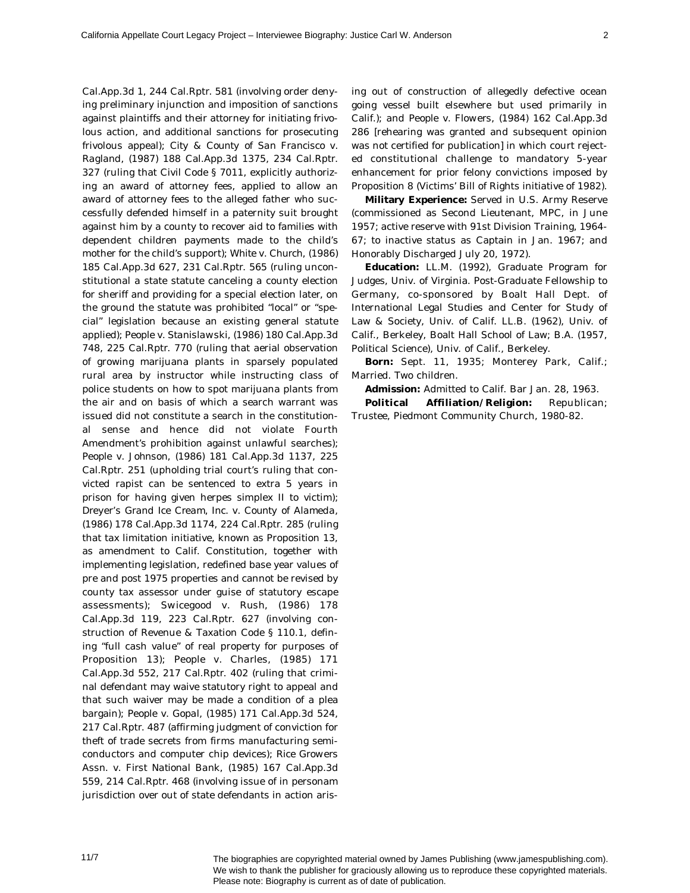Cal.App.3d 1, 244 Cal.Rptr. 581 (involving order denying preliminary injunction and imposition of sanctions against plaintiffs and their attorney for initiating frivolous action, and additional sanctions for prosecuting frivolous appeal); *City & County of San Francisco v. Ragland*, (1987) 188 Cal.App.3d 1375, 234 Cal.Rptr. 327 (ruling that Civil Code § 7011, explicitly authorizing an award of attorney fees, applied to allow an award of attorney fees to the alleged father who successfully defended himself in a paternity suit brought against him by a county to recover aid to families with dependent children payments made to the child's mother for the child's support); *White v. Church*, (1986) 185 Cal.App.3d 627, 231 Cal.Rptr. 565 (ruling unconstitutional a state statute canceling a county election for sheriff and providing for a special election later, on the ground the statute was prohibited "local" or "special" legislation because an existing general statute applied); *People v. Stanislawski*, (1986) 180 Cal.App.3d 748, 225 Cal.Rptr. 770 (ruling that aerial observation of growing marijuana plants in sparsely populated rural area by instructor while instructing class of police students on how to spot marijuana plants from the air and on basis of which a search warrant was issued did not constitute a search in the constitutional sense and hence did not violate Fourth Amendment's prohibition against unlawful searches); *People v. Johnson*, (1986) 181 Cal.App.3d 1137, 225 Cal.Rptr. 251 (upholding trial court's ruling that convicted rapist can be sentenced to extra 5 years in prison for having given herpes simplex II to victim); *Dreyer's Grand Ice Cream, Inc. v. County of Alameda*, (1986) 178 Cal.App.3d 1174, 224 Cal.Rptr. 285 (ruling that tax limitation initiative, known as Proposition 13, as amendment to Calif. Constitution, together with implementing legislation, redefined base year values of pre and post 1975 properties and cannot be revised by county tax assessor under guise of statutory escape assessments); *Swicegood v. Rush*, (1986) 178 Cal.App.3d 119, 223 Cal.Rptr. 627 (involving construction of Revenue & Taxation Code § 110.1, defining "full cash value" of real property for purposes of Proposition 13); *People v. Charles*, (1985) 171 Cal.App.3d 552, 217 Cal.Rptr. 402 (ruling that criminal defendant may waive statutory right to appeal and that such waiver may be made a condition of a plea bargain); *People v. Gopal*, (1985) 171 Cal.App.3d 524, 217 Cal.Rptr. 487 (affirming judgment of conviction for theft of trade secrets from firms manufacturing semiconductors and computer chip devices); *Rice Growers Assn. v. First National Bank*, (1985) 167 Cal.App.3d 559, 214 Cal.Rptr. 468 (involving issue of in personam jurisdiction over out of state defendants in action arising out of construction of allegedly defective ocean going vessel built elsewhere but used primarily in Calif.); and *People v. Flowers*, (1984) 162 Cal.App.3d 286 [rehearing was granted and subsequent opinion was not certified for publication] in which court rejected constitutional challenge to mandatory 5-year enhancement for prior felony convictions imposed by Proposition 8 (Victims' Bill of Rights initiative of 1982).

**Military Experience:** Served in U.S. Army Reserve (commissioned as Second Lieutenant, MPC, in June 1957; active reserve with 91st Division Training, 1964-67; to inactive status as Captain in Jan. 1967; and Honorably Discharged July 20, 1972).

**Education:** LL.M. (1992), Graduate Program for Judges, Univ. of Virginia. Post-Graduate Fellowship to Germany, co-sponsored by Boalt Hall Dept. of International Legal Studies and Center for Study of Law & Society, Univ. of Calif. LL.B. (1962), Univ. of Calif., Berkeley, Boalt Hall School of Law; B.A. (1957, Political Science), Univ. of Calif., Berkeley.

**Born:** Sept. 11, 1935; Monterey Park, Calif.; Married. Two children.

**Admission:** Admitted to Calif. Bar Jan. 28, 1963.

**Political Affiliation/Religion:** Republican; Trustee, Piedmont Community Church, 1980-82.

The biographies are copyrighted material owned by James Publishing (www.jamespublishing.com). We wish to thank the publisher for graciously allowing us to reproduce these copyrighted materials. Please note: Biography is current as of date of publication.